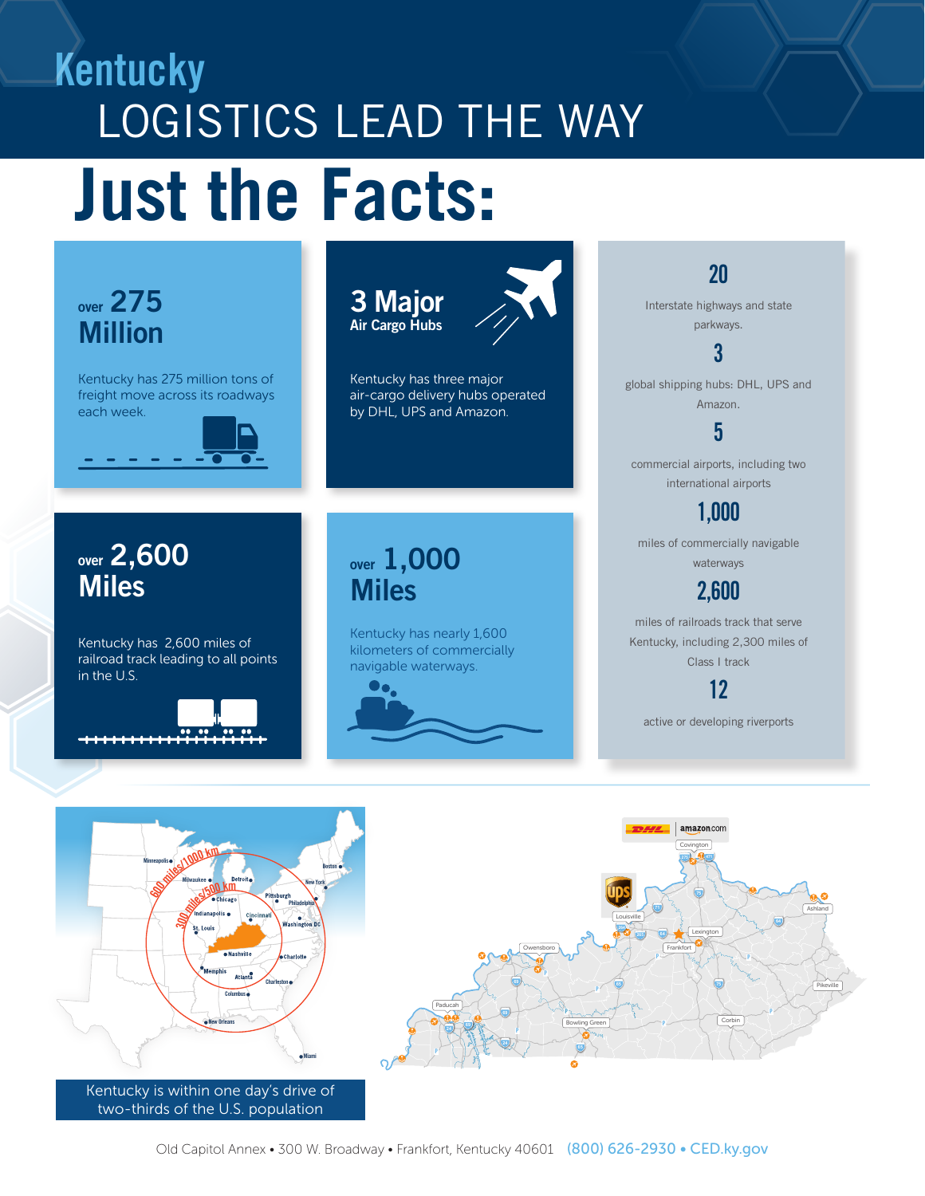# Kentucky

## LOGISTICS LEAD THE WAY

# Just the Facts:

### over 275 Million

Kentucky has 275 million tons of freight move across its roadways each week.

### 3 Major Air Cargo Hubs

Kentucky has three major air-cargo delivery hubs operated by DHL, UPS and Amazon.

### over 2,600 Miles

Kentucky has 2,600 miles of railroad track leading to all points in the U.S.

### over 1,000 Miles

Kentucky has nearly 1,600 kilometers of commercially navigable waterways.

**20**

Interstate highways and state parkways.

**3**

global shipping hubs: DHL, UPS and Amazon.

**5**

commercial airports, including two international airports

**1,000**

miles of commercially navigable waterways

**2,600**

miles of railroads track that serve Kentucky, including 2,300 miles of Class I track

**12**

active or developing riverports

Kentucky is within one day's drive of two-thirds of the U.S. population

Old Capitol Annex • 300 W. Broadway • Frankfort, Kentucky 40601 (800) 626-2930 • CED.ky.gov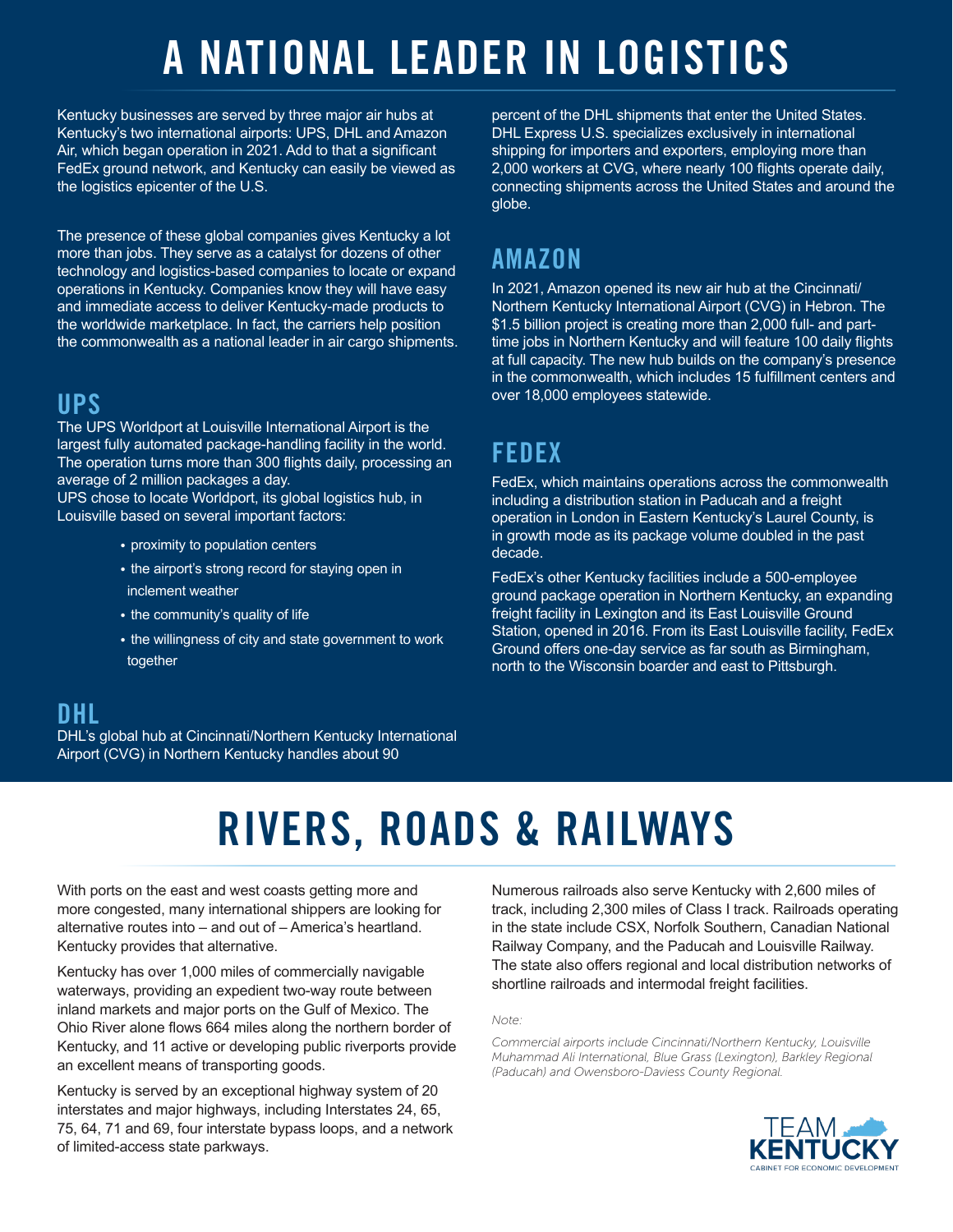# A NATIONAL LEADER IN LOGISTICS

Kentucky businesses are served by three major air hubs at Kentucky's two international airports: UPS, DHL and Amazon Air, which began operation in 2021. Add to that a significant FedEx ground network, and Kentucky can easily be viewed as the logistics epicenter of the U.S.

The presence of these global companies gives Kentucky a lot more than jobs. They serve as a catalyst for dozens of other technology and logistics-based companies to locate or expand operations in Kentucky. Companies know they will have easy and immediate access to deliver Kentucky-made products to the worldwide marketplace. In fact, the carriers help position the commonwealth as a national leader in air cargo shipments.

## UPS

The UPS Worldport at Louisville International Airport is the largest fully automated package-handling facility in the world. The operation turns more than 300 flights daily, processing an average of 2 million packages a day.

UPS chose to locate Worldport, its global logistics hub, in Louisville based on several important factors:

- proximity to population centers
- the airport's strong record for staying open in inclement weather
- the community's quality of life
- the willingness of city and state government to work together

## DHL

DHL's global hub at Cincinnati/Northern Kentucky International Airport (CVG) in Northern Kentucky handles about 90 percent of the DHL shipments that enter the United States. DHL Express U.S. specializes exclusively in international shipping for importers and exporters, employing more than 2,000 workers at CVG, where nearly 100 flights operate daily, connecting shipments across the United States and around the globe.

## AMAZON

In 2021, Amazon opened its new air hub at the Cincinnati/ Northern Kentucky International Airport (CVG) in Hebron. The $1.5 billion project is creating more than 2,000 full- and part-time jobs in Northern Kentucky and will feature 100 daily flights at full capacity. The new hub builds on the company's presence in the commonwealth, which includes 15 fulfillment centers and over 18,000 employees statewide.

## FEDEX

FedEx, which maintains operations across the commonwealth including a distribution station in Paducah and a freight operation in London in Eastern Kentucky's Laurel County, is in growth mode as its package volume doubled in the past decade.

FedEx's other Kentucky facilities include a 500-employee ground package operation in Northern Kentucky, an expanding freight facility in Lexington and its East Louisville Ground Station, opened in 2016. From its East Louisville facility, FedEx Ground offers one-day service as far south as Birmingham, north to the Wisconsin boarder and east to Pittsburgh.

# RIVERS, ROADS & RAILWAYS

With ports on the east and west coasts getting more and more congested, many international shippers are looking for alternative routes into – and out of – America's heartland. Kentucky provides that alternative.

Kentucky has over 1,000 miles of commercially navigable waterways, providing an expedient two-way route between inland markets and major ports on the Gulf of Mexico. The Ohio River alone flows 664 miles along the northern border of Kentucky, and 11 active or developing public riverports provide an excellent means of transporting goods.

Kentucky is served by an exceptional highway system of 20 interstates and major highways, including Interstates 24, 65, 75, 64, 71 and 69, four interstate bypass loops, and a network of limited-access state parkways.

Numerous railroads also serve Kentucky with 2,600 miles of track, including 2,300 miles of Class I track. Railroads operating in the state include CSX, Norfolk Southern, Canadian National Railway Company, and the Paducah and Louisville Railway. The state also offers regional and local distribution networks of shortline railroads and intermodal freight facilities.

*Note:*

*Commercial airports include Cincinnati/Northern Kentucky, Louisville Muhammad Ali International, Blue Grass (Lexington), Barkley Regional (Paducah) and Owensboro-Daviess County Regional.*

TEAM KENTUCKY
CABINET FOR ECONOMIC DEVELOPMENT